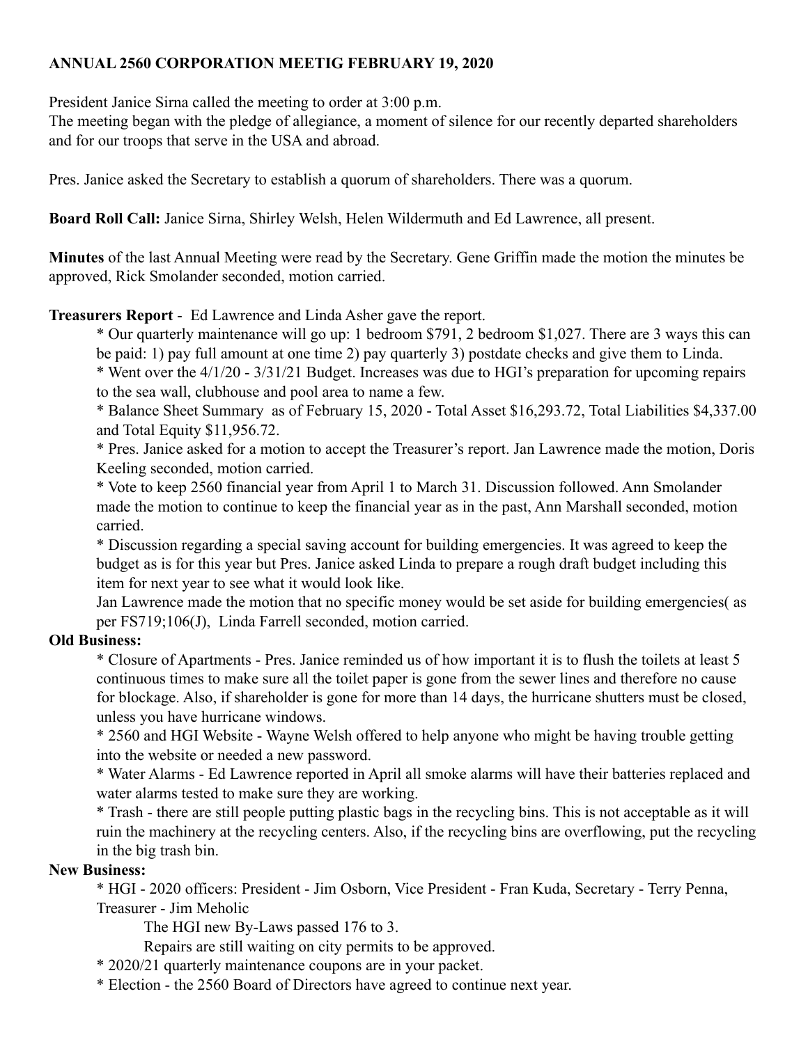# ANNUAL 2560 CORPORATION MEETIG FEBRUARY 19, 2020

President Janice Sirna called the meeting to order at 3:00 p.m.
The meeting began with the pledge of allegiance, a moment of silence for our recently departed shareholders and for our troops that serve in the USA and abroad.

Pres. Janice asked the Secretary to establish a quorum of shareholders. There was a quorum.

**Board Roll Call:** Janice Sirna, Shirley Welsh, Helen Wildermuth and Ed Lawrence, all present.

**Minutes** of the last Annual Meeting were read by the Secretary. Gene Griffin made the motion the minutes be approved, Rick Smolander seconded, motion carried.

**Treasurers Report** - Ed Lawrence and Linda Asher gave the report.

* Our quarterly maintenance will go up: 1 bedroom $791, 2 bedroom $1,027. There are 3 ways this can be paid: 1) pay full amount at one time 2) pay quarterly 3) postdate checks and give them to Linda.
* Went over the 4/1/20 - 3/31/21 Budget. Increases was due to HGI's preparation for upcoming repairs to the sea wall, clubhouse and pool area to name a few.
* Balance Sheet Summary as of February 15, 2020 - Total Asset $16,293.72, Total Liabilities $4,337.00 and Total Equity $11,956.72.
* Pres. Janice asked for a motion to accept the Treasurer's report. Jan Lawrence made the motion, Doris Keeling seconded, motion carried.
* Vote to keep 2560 financial year from April 1 to March 31. Discussion followed. Ann Smolander made the motion to continue to keep the financial year as in the past, Ann Marshall seconded, motion carried.
* Discussion regarding a special saving account for building emergencies. It was agreed to keep the budget as is for this year but Pres. Janice asked Linda to prepare a rough draft budget including this item for next year to see what it would look like.

Jan Lawrence made the motion that no specific money would be set aside for building emergencies( as per FS719;106(J), Linda Farrell seconded, motion carried.

**Old Business:**

* Closure of Apartments - Pres. Janice reminded us of how important it is to flush the toilets at least 5 continuous times to make sure all the toilet paper is gone from the sewer lines and therefore no cause for blockage. Also, if shareholder is gone for more than 14 days, the hurricane shutters must be closed, unless you have hurricane windows.
* 2560 and HGI Website - Wayne Welsh offered to help anyone who might be having trouble getting into the website or needed a new password.
* Water Alarms - Ed Lawrence reported in April all smoke alarms will have their batteries replaced and water alarms tested to make sure they are working.
* Trash - there are still people putting plastic bags in the recycling bins. This is not acceptable as it will ruin the machinery at the recycling centers. Also, if the recycling bins are overflowing, put the recycling in the big trash bin.

**New Business:**

* HGI - 2020 officers: President - Jim Osborn, Vice President - Fran Kuda, Secretary - Terry Penna, Treasurer - Jim Meholic

  The HGI new By-Laws passed 176 to 3.

  Repairs are still waiting on city permits to be approved.
* 2020/21 quarterly maintenance coupons are in your packet.
* Election - the 2560 Board of Directors have agreed to continue next year.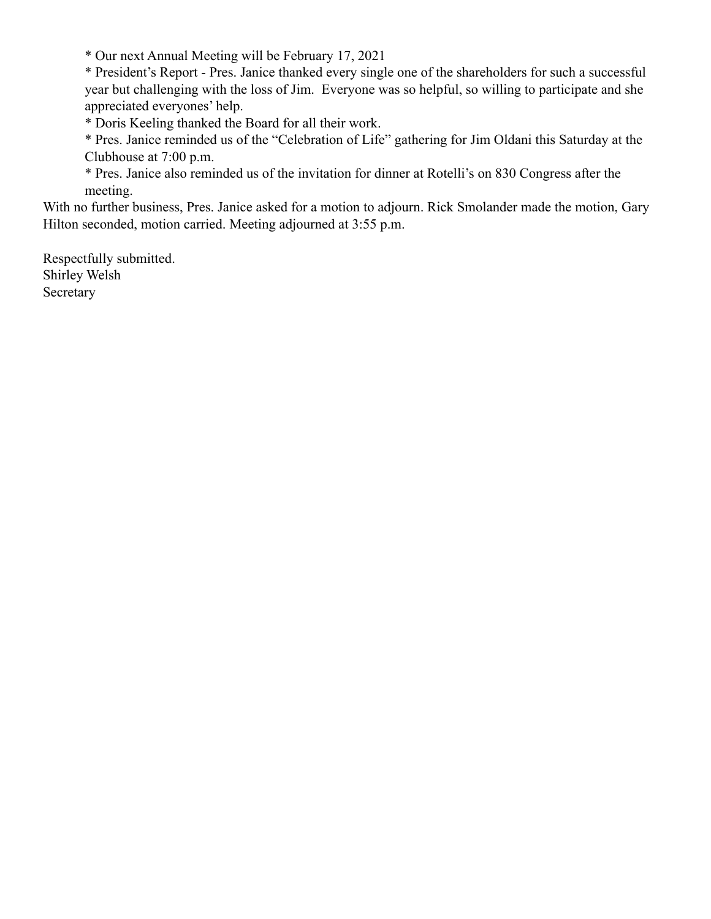* Our next Annual Meeting will be February 17, 2021
* President's Report - Pres. Janice thanked every single one of the shareholders for such a successful year but challenging with the loss of Jim. Everyone was so helpful, so willing to participate and she appreciated everyones' help.
* Doris Keeling thanked the Board for all their work.
* Pres. Janice reminded us of the "Celebration of Life" gathering for Jim Oldani this Saturday at the Clubhouse at 7:00 p.m.
* Pres. Janice also reminded us of the invitation for dinner at Rotelli's on 830 Congress after the meeting.

With no further business, Pres. Janice asked for a motion to adjourn. Rick Smolander made the motion, Gary Hilton seconded, motion carried. Meeting adjourned at 3:55 p.m.

Respectfully submitted.
Shirley Welsh
Secretary